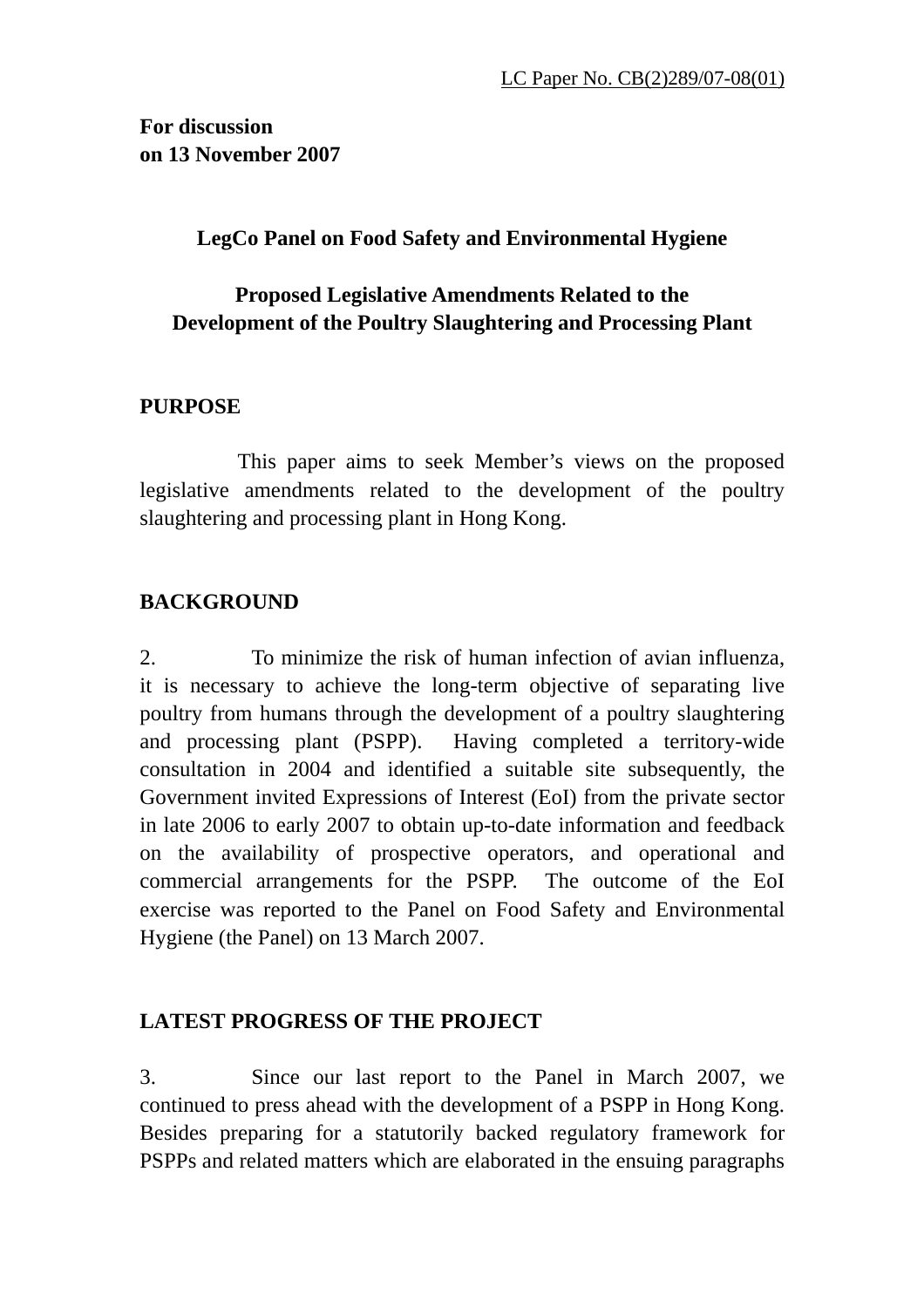LC Paper No. CB(2)289/07-08(01)

**For discussion**
**on 13 November 2007**

**LegCo Panel on Food Safety and Environmental Hygiene**

**Proposed Legislative Amendments Related to the Development of the Poultry Slaughtering and Processing Plant**

## PURPOSE

This paper aims to seek Member's views on the proposed legislative amendments related to the development of the poultry slaughtering and processing plant in Hong Kong.

## BACKGROUND

2. To minimize the risk of human infection of avian influenza, it is necessary to achieve the long-term objective of separating live poultry from humans through the development of a poultry slaughtering and processing plant (PSPP). Having completed a territory-wide consultation in 2004 and identified a suitable site subsequently, the Government invited Expressions of Interest (EoI) from the private sector in late 2006 to early 2007 to obtain up-to-date information and feedback on the availability of prospective operators, and operational and commercial arrangements for the PSPP. The outcome of the EoI exercise was reported to the Panel on Food Safety and Environmental Hygiene (the Panel) on 13 March 2007.

## LATEST PROGRESS OF THE PROJECT

3. Since our last report to the Panel in March 2007, we continued to press ahead with the development of a PSPP in Hong Kong. Besides preparing for a statutorily backed regulatory framework for PSPPs and related matters which are elaborated in the ensuing paragraphs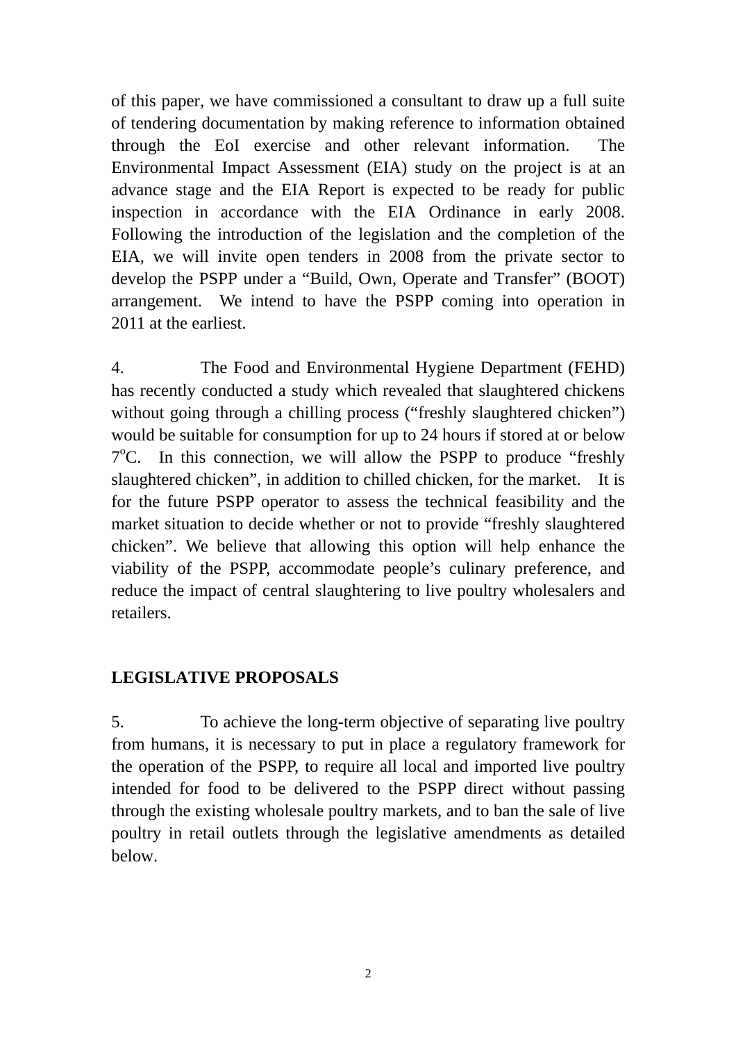of this paper, we have commissioned a consultant to draw up a full suite of tendering documentation by making reference to information obtained through the EoI exercise and other relevant information. The Environmental Impact Assessment (EIA) study on the project is at an advance stage and the EIA Report is expected to be ready for public inspection in accordance with the EIA Ordinance in early 2008. Following the introduction of the legislation and the completion of the EIA, we will invite open tenders in 2008 from the private sector to develop the PSPP under a "Build, Own, Operate and Transfer" (BOOT) arrangement. We intend to have the PSPP coming into operation in 2011 at the earliest.

4. The Food and Environmental Hygiene Department (FEHD) has recently conducted a study which revealed that slaughtered chickens without going through a chilling process ("freshly slaughtered chicken") would be suitable for consumption for up to 24 hours if stored at or below 7°C. In this connection, we will allow the PSPP to produce "freshly slaughtered chicken", in addition to chilled chicken, for the market. It is for the future PSPP operator to assess the technical feasibility and the market situation to decide whether or not to provide "freshly slaughtered chicken". We believe that allowing this option will help enhance the viability of the PSPP, accommodate people's culinary preference, and reduce the impact of central slaughtering to live poultry wholesalers and retailers.

## LEGISLATIVE PROPOSALS

5. To achieve the long-term objective of separating live poultry from humans, it is necessary to put in place a regulatory framework for the operation of the PSPP, to require all local and imported live poultry intended for food to be delivered to the PSPP direct without passing through the existing wholesale poultry markets, and to ban the sale of live poultry in retail outlets through the legislative amendments as detailed below.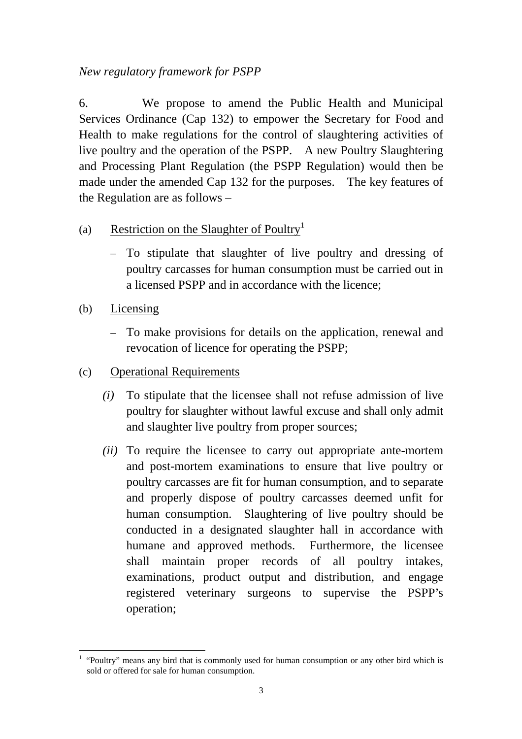*New regulatory framework for PSPP*

6. We propose to amend the Public Health and Municipal Services Ordinance (Cap 132) to empower the Secretary for Food and Health to make regulations for the control of slaughtering activities of live poultry and the operation of the PSPP. A new Poultry Slaughtering and Processing Plant Regulation (the PSPP Regulation) would then be made under the amended Cap 132 for the purposes. The key features of the Regulation are as follows –

(a) <u>Restriction on the Slaughter of Poultry</u>[1]

- To stipulate that slaughter of live poultry and dressing of poultry carcasses for human consumption must be carried out in a licensed PSPP and in accordance with the licence;

(b) <u>Licensing</u>

- To make provisions for details on the application, renewal and revocation of licence for operating the PSPP;

(c) <u>Operational Requirements</u>

*(i)* To stipulate that the licensee shall not refuse admission of live poultry for slaughter without lawful excuse and shall only admit and slaughter live poultry from proper sources;

*(ii)* To require the licensee to carry out appropriate ante-mortem and post-mortem examinations to ensure that live poultry or poultry carcasses are fit for human consumption, and to separate and properly dispose of poultry carcasses deemed unfit for human consumption. Slaughtering of live poultry should be conducted in a designated slaughter hall in accordance with humane and approved methods. Furthermore, the licensee shall maintain proper records of all poultry intakes, examinations, product output and distribution, and engage registered veterinary surgeons to supervise the PSPP's operation;

---

[1] "Poultry" means any bird that is commonly used for human consumption or any other bird which is sold or offered for sale for human consumption.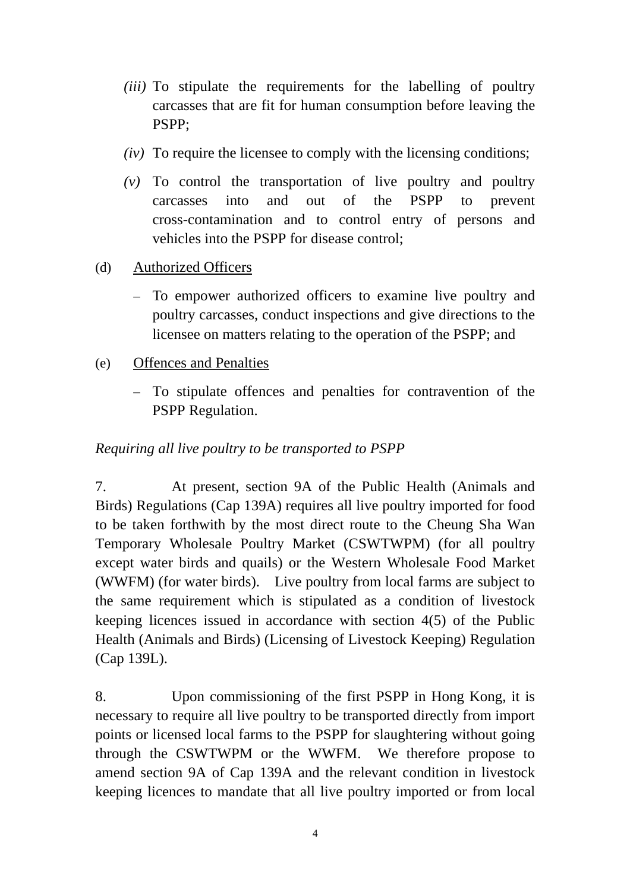*(iii)* To stipulate the requirements for the labelling of poultry carcasses that are fit for human consumption before leaving the PSPP;

*(iv)* To require the licensee to comply with the licensing conditions;

*(v)* To control the transportation of live poultry and poultry carcasses into and out of the PSPP to prevent cross-contamination and to control entry of persons and vehicles into the PSPP for disease control;

(d) Authorized Officers

– To empower authorized officers to examine live poultry and poultry carcasses, conduct inspections and give directions to the licensee on matters relating to the operation of the PSPP; and

(e) Offences and Penalties

– To stipulate offences and penalties for contravention of the PSPP Regulation.

*Requiring all live poultry to be transported to PSPP*

7. At present, section 9A of the Public Health (Animals and Birds) Regulations (Cap 139A) requires all live poultry imported for food to be taken forthwith by the most direct route to the Cheung Sha Wan Temporary Wholesale Poultry Market (CSWTWPM) (for all poultry except water birds and quails) or the Western Wholesale Food Market (WWFM) (for water birds). Live poultry from local farms are subject to the same requirement which is stipulated as a condition of livestock keeping licences issued in accordance with section 4(5) of the Public Health (Animals and Birds) (Licensing of Livestock Keeping) Regulation (Cap 139L).

8. Upon commissioning of the first PSPP in Hong Kong, it is necessary to require all live poultry to be transported directly from import points or licensed local farms to the PSPP for slaughtering without going through the CSWTWPM or the WWFM. We therefore propose to amend section 9A of Cap 139A and the relevant condition in livestock keeping licences to mandate that all live poultry imported or from local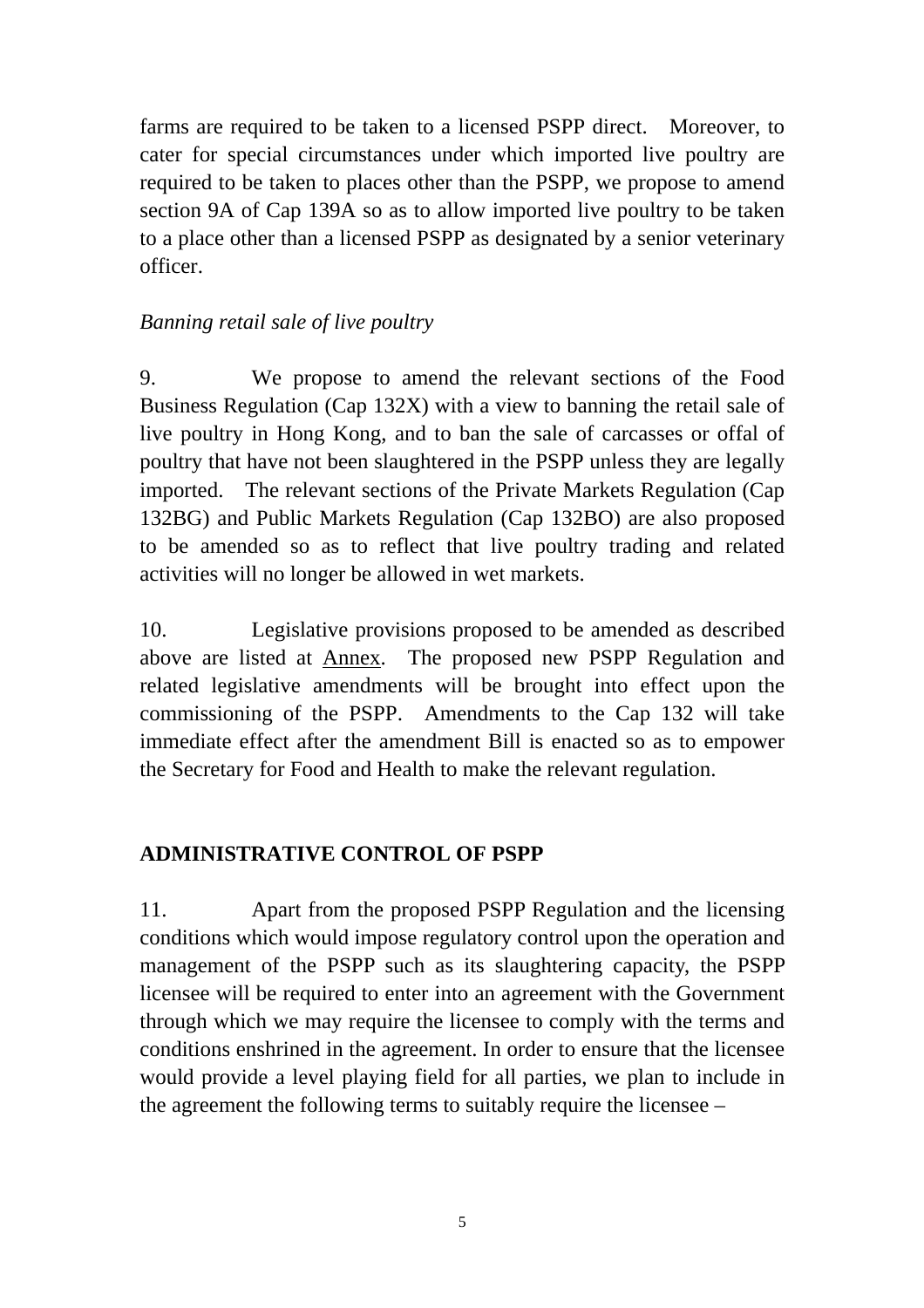farms are required to be taken to a licensed PSPP direct. Moreover, to cater for special circumstances under which imported live poultry are required to be taken to places other than the PSPP, we propose to amend section 9A of Cap 139A so as to allow imported live poultry to be taken to a place other than a licensed PSPP as designated by a senior veterinary officer.

*Banning retail sale of live poultry*

9. We propose to amend the relevant sections of the Food Business Regulation (Cap 132X) with a view to banning the retail sale of live poultry in Hong Kong, and to ban the sale of carcasses or offal of poultry that have not been slaughtered in the PSPP unless they are legally imported. The relevant sections of the Private Markets Regulation (Cap 132BG) and Public Markets Regulation (Cap 132BO) are also proposed to be amended so as to reflect that live poultry trading and related activities will no longer be allowed in wet markets.

10. Legislative provisions proposed to be amended as described above are listed at Annex. The proposed new PSPP Regulation and related legislative amendments will be brought into effect upon the commissioning of the PSPP. Amendments to the Cap 132 will take immediate effect after the amendment Bill is enacted so as to empower the Secretary for Food and Health to make the relevant regulation.

**ADMINISTRATIVE CONTROL OF PSPP**

11. Apart from the proposed PSPP Regulation and the licensing conditions which would impose regulatory control upon the operation and management of the PSPP such as its slaughtering capacity, the PSPP licensee will be required to enter into an agreement with the Government through which we may require the licensee to comply with the terms and conditions enshrined in the agreement. In order to ensure that the licensee would provide a level playing field for all parties, we plan to include in the agreement the following terms to suitably require the licensee –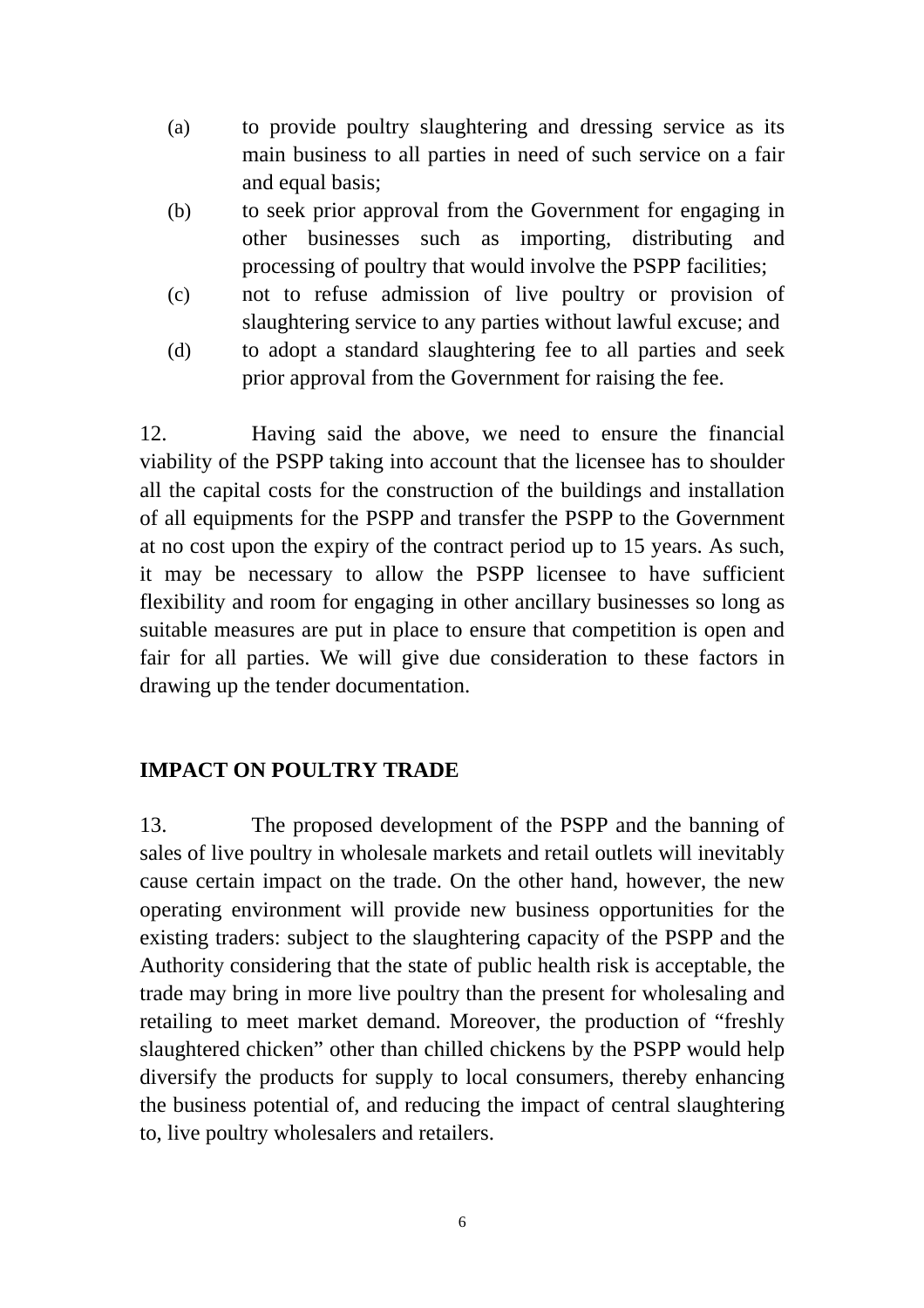(a) to provide poultry slaughtering and dressing service as its main business to all parties in need of such service on a fair and equal basis;

(b) to seek prior approval from the Government for engaging in other businesses such as importing, distributing and processing of poultry that would involve the PSPP facilities;

(c) not to refuse admission of live poultry or provision of slaughtering service to any parties without lawful excuse; and

(d) to adopt a standard slaughtering fee to all parties and seek prior approval from the Government for raising the fee.

12. Having said the above, we need to ensure the financial viability of the PSPP taking into account that the licensee has to shoulder all the capital costs for the construction of the buildings and installation of all equipments for the PSPP and transfer the PSPP to the Government at no cost upon the expiry of the contract period up to 15 years. As such, it may be necessary to allow the PSPP licensee to have sufficient flexibility and room for engaging in other ancillary businesses so long as suitable measures are put in place to ensure that competition is open and fair for all parties. We will give due consideration to these factors in drawing up the tender documentation.

## IMPACT ON POULTRY TRADE

13. The proposed development of the PSPP and the banning of sales of live poultry in wholesale markets and retail outlets will inevitably cause certain impact on the trade. On the other hand, however, the new operating environment will provide new business opportunities for the existing traders: subject to the slaughtering capacity of the PSPP and the Authority considering that the state of public health risk is acceptable, the trade may bring in more live poultry than the present for wholesaling and retailing to meet market demand. Moreover, the production of “freshly slaughtered chicken” other than chilled chickens by the PSPP would help diversify the products for supply to local consumers, thereby enhancing the business potential of, and reducing the impact of central slaughtering to, live poultry wholesalers and retailers.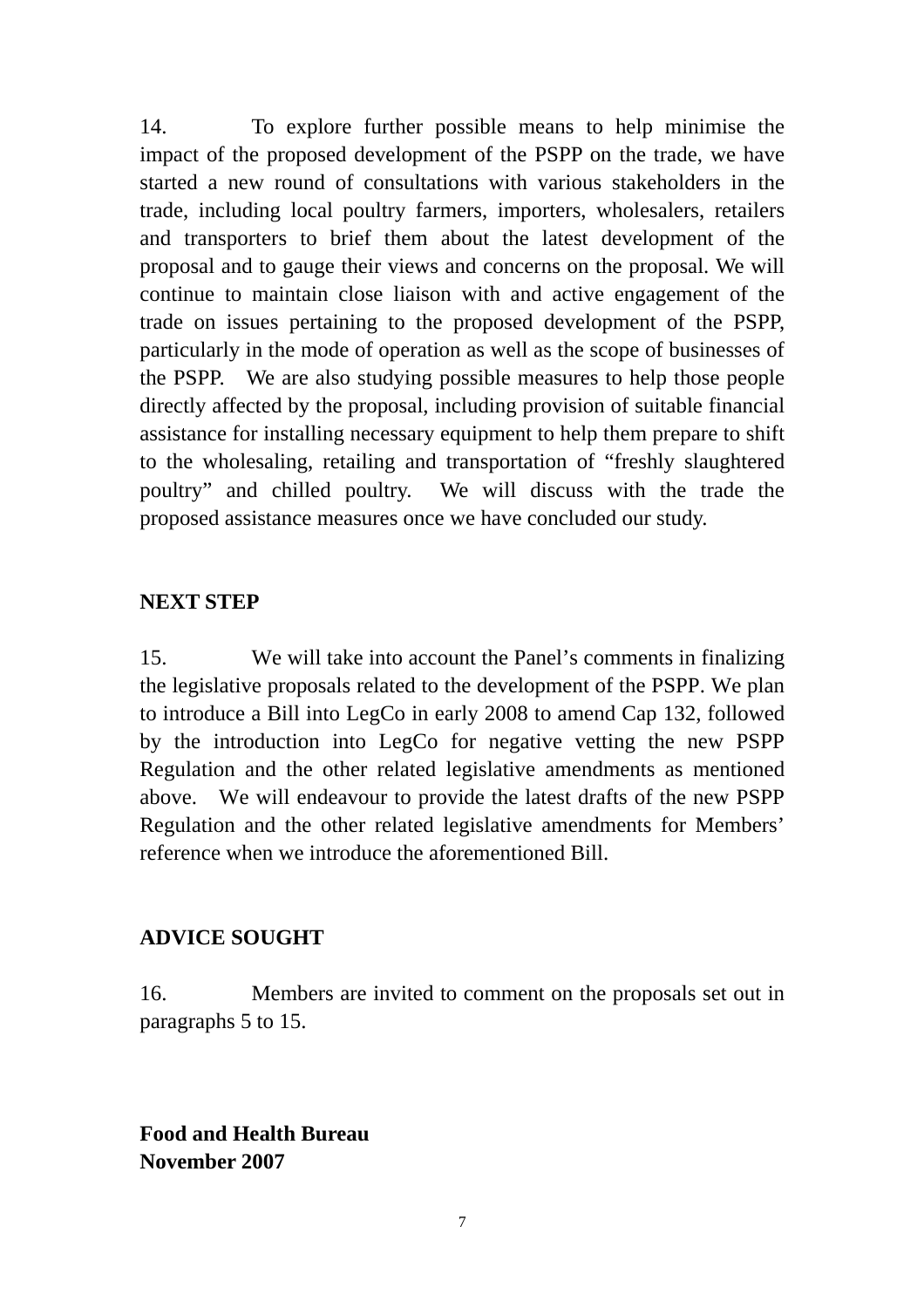14. To explore further possible means to help minimise the impact of the proposed development of the PSPP on the trade, we have started a new round of consultations with various stakeholders in the trade, including local poultry farmers, importers, wholesalers, retailers and transporters to brief them about the latest development of the proposal and to gauge their views and concerns on the proposal. We will continue to maintain close liaison with and active engagement of the trade on issues pertaining to the proposed development of the PSPP, particularly in the mode of operation as well as the scope of businesses of the PSPP. We are also studying possible measures to help those people directly affected by the proposal, including provision of suitable financial assistance for installing necessary equipment to help them prepare to shift to the wholesaling, retailing and transportation of "freshly slaughtered poultry" and chilled poultry. We will discuss with the trade the proposed assistance measures once we have concluded our study.

## NEXT STEP

15. We will take into account the Panel's comments in finalizing the legislative proposals related to the development of the PSPP. We plan to introduce a Bill into LegCo in early 2008 to amend Cap 132, followed by the introduction into LegCo for negative vetting the new PSPP Regulation and the other related legislative amendments as mentioned above. We will endeavour to provide the latest drafts of the new PSPP Regulation and the other related legislative amendments for Members' reference when we introduce the aforementioned Bill.

## ADVICE SOUGHT

16. Members are invited to comment on the proposals set out in paragraphs 5 to 15.

**Food and Health Bureau**
**November 2007**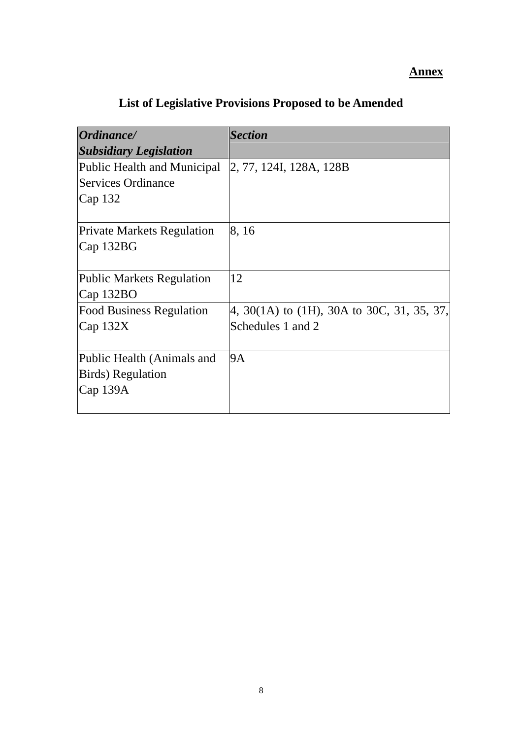**Annex**

## List of Legislative Provisions Proposed to be Amended

| ***Ordinance/ Subsidiary Legislation*** | ***Section*** |
|---|---|
| Public Health and Municipal Services Ordinance Cap 132 | 2, 77, 124I, 128A, 128B |
| Private Markets Regulation Cap 132BG | 8, 16 |
| Public Markets Regulation Cap 132BO | 12 |
| Food Business Regulation Cap 132X | 4, 30(1A) to (1H), 30A to 30C, 31, 35, 37, Schedules 1 and 2 |
| Public Health (Animals and Birds) Regulation Cap 139A | 9A |